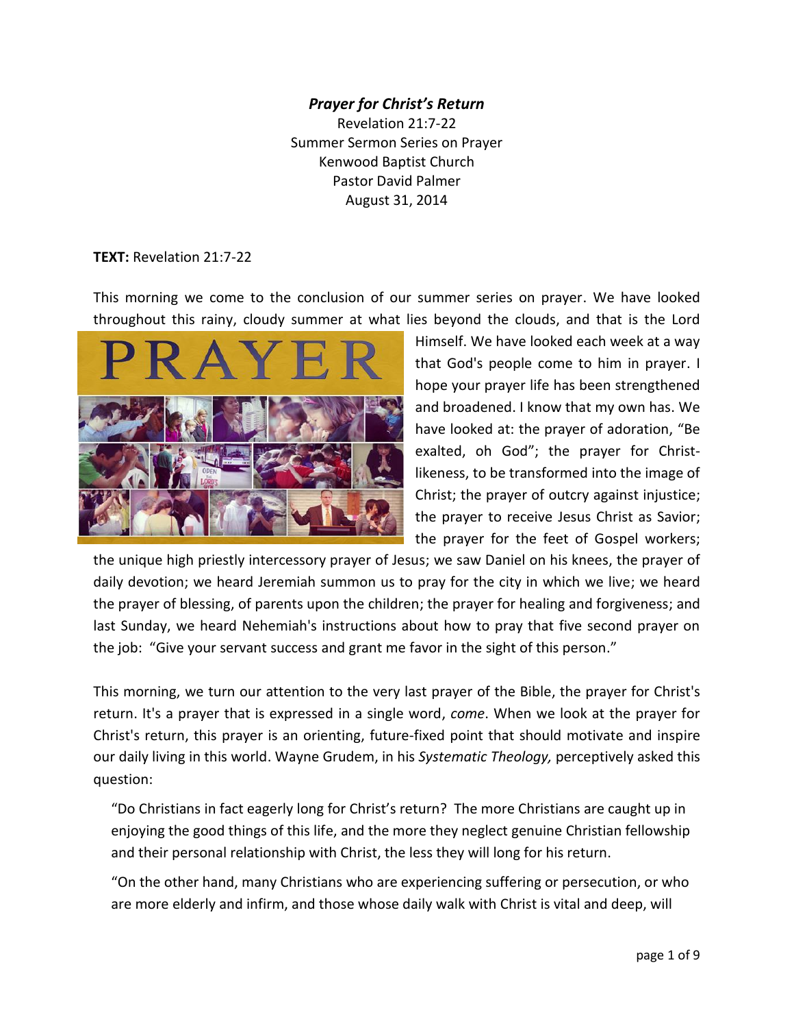***Prayer for Christ's Return***

Revelation 21:7-22
Summer Sermon Series on Prayer
Kenwood Baptist Church
Pastor David Palmer
August 31, 2014

**TEXT:** Revelation 21:7-22

This morning we come to the conclusion of our summer series on prayer. We have looked throughout this rainy, cloudy summer at what lies beyond the clouds, and that is the Lord Himself. We have looked each week at a way that God's people come to him in prayer. I hope your prayer life has been strengthened and broadened. I know that my own has. We have looked at: the prayer of adoration, "Be exalted, oh God"; the prayer for Christ-likeness, to be transformed into the image of Christ; the prayer of outcry against injustice; the prayer to receive Jesus Christ as Savior; the prayer for the feet of Gospel workers; the unique high priestly intercessory prayer of Jesus; we saw Daniel on his knees, the prayer of daily devotion; we heard Jeremiah summon us to pray for the city in which we live; we heard the prayer of blessing, of parents upon the children; the prayer for healing and forgiveness; and last Sunday, we heard Nehemiah's instructions about how to pray that five second prayer on the job: "Give your servant success and grant me favor in the sight of this person."

This morning, we turn our attention to the very last prayer of the Bible, the prayer for Christ's return. It's a prayer that is expressed in a single word, *come*. When we look at the prayer for Christ's return, this prayer is an orienting, future-fixed point that should motivate and inspire our daily living in this world. Wayne Grudem, in his *Systematic Theology,* perceptively asked this question:

> "Do Christians in fact eagerly long for Christ's return? The more Christians are caught up in enjoying the good things of this life, and the more they neglect genuine Christian fellowship and their personal relationship with Christ, the less they will long for his return.
>
> "On the other hand, many Christians who are experiencing suffering or persecution, or who are more elderly and infirm, and those whose daily walk with Christ is vital and deep, will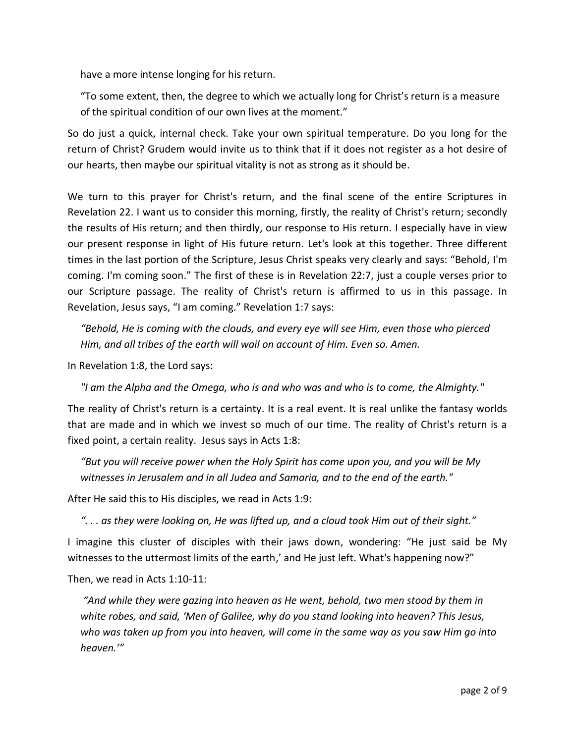have a more intense longing for his return.

"To some extent, then, the degree to which we actually long for Christ's return is a measure of the spiritual condition of our own lives at the moment."

So do just a quick, internal check. Take your own spiritual temperature. Do you long for the return of Christ? Grudem would invite us to think that if it does not register as a hot desire of our hearts, then maybe our spiritual vitality is not as strong as it should be.

We turn to this prayer for Christ's return, and the final scene of the entire Scriptures in Revelation 22. I want us to consider this morning, firstly, the reality of Christ's return; secondly the results of His return; and then thirdly, our response to His return. I especially have in view our present response in light of His future return. Let's look at this together. Three different times in the last portion of the Scripture, Jesus Christ speaks very clearly and says: "Behold, I'm coming. I'm coming soon." The first of these is in Revelation 22:7, just a couple verses prior to our Scripture passage. The reality of Christ's return is affirmed to us in this passage. In Revelation, Jesus says, "I am coming." Revelation 1:7 says:

*"Behold, He is coming with the clouds, and every eye will see Him, even those who pierced Him, and all tribes of the earth will wail on account of Him. Even so. Amen.*

In Revelation 1:8, the Lord says:

*"I am the Alpha and the Omega, who is and who was and who is to come, the Almighty."*

The reality of Christ's return is a certainty. It is a real event. It is real unlike the fantasy worlds that are made and in which we invest so much of our time. The reality of Christ's return is a fixed point, a certain reality. Jesus says in Acts 1:8:

*"But you will receive power when the Holy Spirit has come upon you, and you will be My witnesses in Jerusalem and in all Judea and Samaria, and to the end of the earth."*

After He said this to His disciples, we read in Acts 1:9:

*". . . as they were looking on, He was lifted up, and a cloud took Him out of their sight."*

I imagine this cluster of disciples with their jaws down, wondering: "He just said be My witnesses to the uttermost limits of the earth,' and He just left. What's happening now?"

Then, we read in Acts 1:10-11:

*"And while they were gazing into heaven as He went, behold, two men stood by them in white robes, and said, 'Men of Galilee, why do you stand looking into heaven? This Jesus, who was taken up from you into heaven, will come in the same way as you saw Him go into heaven.'"*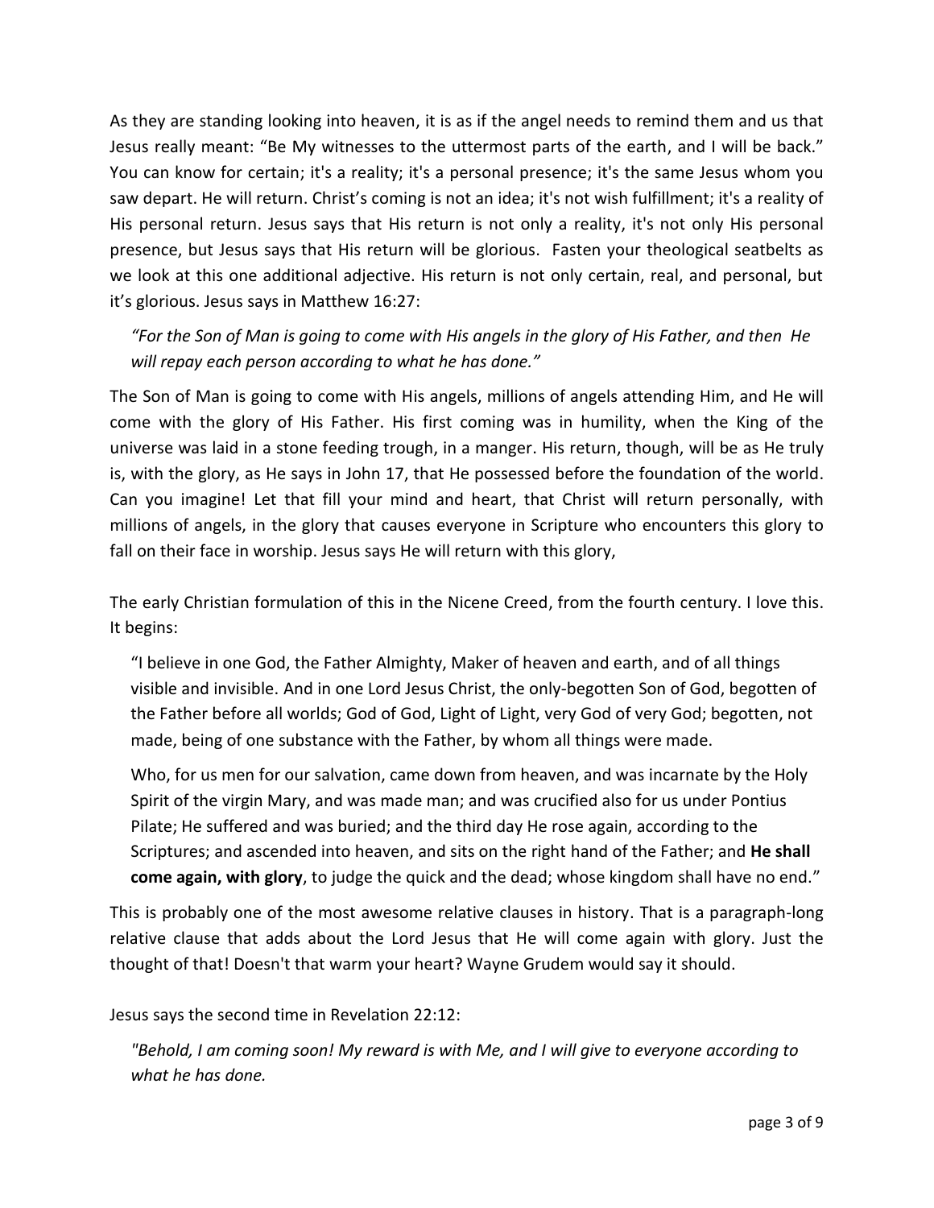As they are standing looking into heaven, it is as if the angel needs to remind them and us that Jesus really meant: "Be My witnesses to the uttermost parts of the earth, and I will be back." You can know for certain; it's a reality; it's a personal presence; it's the same Jesus whom you saw depart. He will return. Christ's coming is not an idea; it's not wish fulfillment; it's a reality of His personal return. Jesus says that His return is not only a reality, it's not only His personal presence, but Jesus says that His return will be glorious. Fasten your theological seatbelts as we look at this one additional adjective. His return is not only certain, real, and personal, but it's glorious. Jesus says in Matthew 16:27:

> *"For the Son of Man is going to come with His angels in the glory of His Father, and then He will repay each person according to what he has done."*

The Son of Man is going to come with His angels, millions of angels attending Him, and He will come with the glory of His Father. His first coming was in humility, when the King of the universe was laid in a stone feeding trough, in a manger. His return, though, will be as He truly is, with the glory, as He says in John 17, that He possessed before the foundation of the world. Can you imagine! Let that fill your mind and heart, that Christ will return personally, with millions of angels, in the glory that causes everyone in Scripture who encounters this glory to fall on their face in worship. Jesus says He will return with this glory,

The early Christian formulation of this in the Nicene Creed, from the fourth century. I love this. It begins:

> "I believe in one God, the Father Almighty, Maker of heaven and earth, and of all things visible and invisible. And in one Lord Jesus Christ, the only-begotten Son of God, begotten of the Father before all worlds; God of God, Light of Light, very God of very God; begotten, not made, being of one substance with the Father, by whom all things were made.
>
> Who, for us men for our salvation, came down from heaven, and was incarnate by the Holy Spirit of the virgin Mary, and was made man; and was crucified also for us under Pontius Pilate; He suffered and was buried; and the third day He rose again, according to the Scriptures; and ascended into heaven, and sits on the right hand of the Father; and **He shall come again, with glory**, to judge the quick and the dead; whose kingdom shall have no end."

This is probably one of the most awesome relative clauses in history. That is a paragraph-long relative clause that adds about the Lord Jesus that He will come again with glory. Just the thought of that! Doesn't that warm your heart? Wayne Grudem would say it should.

Jesus says the second time in Revelation 22:12:

> *"Behold, I am coming soon! My reward is with Me, and I will give to everyone according to what he has done.*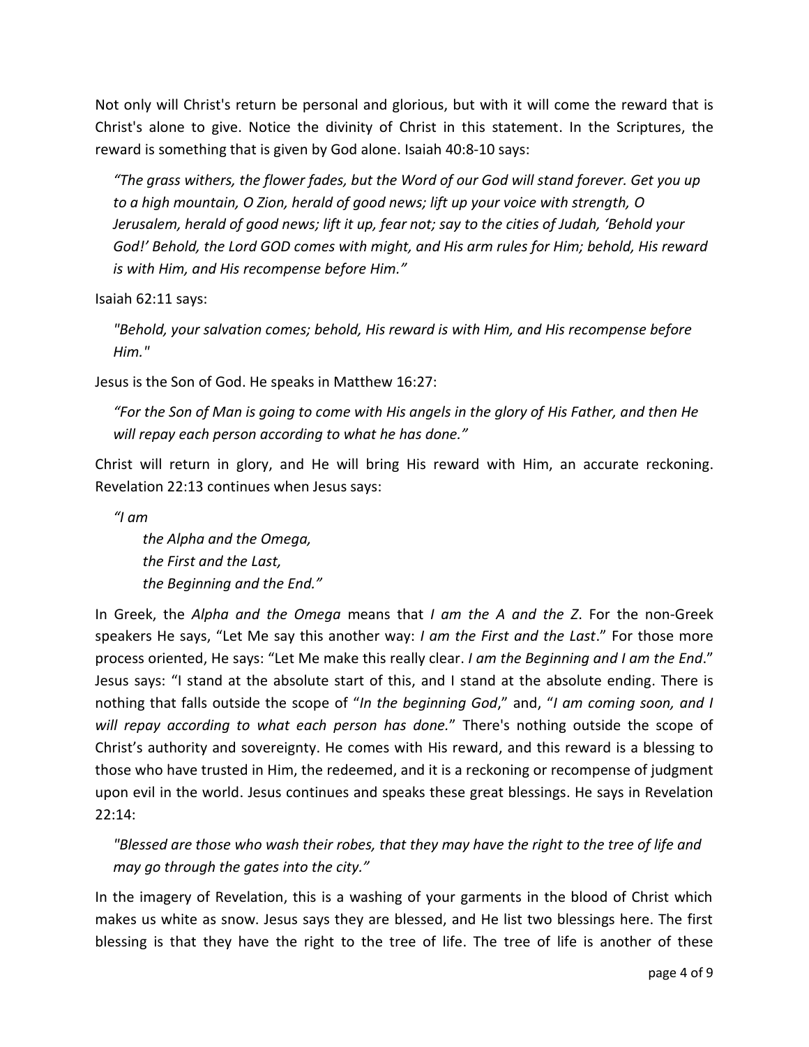Not only will Christ's return be personal and glorious, but with it will come the reward that is Christ's alone to give. Notice the divinity of Christ in this statement. In the Scriptures, the reward is something that is given by God alone. Isaiah 40:8-10 says:

> *"The grass withers, the flower fades, but the Word of our God will stand forever. Get you up to a high mountain, O Zion, herald of good news; lift up your voice with strength, O Jerusalem, herald of good news; lift it up, fear not; say to the cities of Judah, 'Behold your God!' Behold, the Lord GOD comes with might, and His arm rules for Him; behold, His reward is with Him, and His recompense before Him."*

Isaiah 62:11 says:

> *"Behold, your salvation comes; behold, His reward is with Him, and His recompense before Him."*

Jesus is the Son of God. He speaks in Matthew 16:27:

> *"For the Son of Man is going to come with His angels in the glory of His Father, and then He will repay each person according to what he has done."*

Christ will return in glory, and He will bring His reward with Him, an accurate reckoning. Revelation 22:13 continues when Jesus says:

> *"I am*
> *the Alpha and the Omega,*
> *the First and the Last,*
> *the Beginning and the End."*

In Greek, the *Alpha and the Omega* means that *I am the A and the Z*. For the non-Greek speakers He says, "Let Me say this another way: *I am the First and the Last*." For those more process oriented, He says: "Let Me make this really clear. *I am the Beginning and I am the End*." Jesus says: "I stand at the absolute start of this, and I stand at the absolute ending. There is nothing that falls outside the scope of "*In the beginning God*," and, "*I am coming soon, and I will repay according to what each person has done.*" There's nothing outside the scope of Christ's authority and sovereignty. He comes with His reward, and this reward is a blessing to those who have trusted in Him, the redeemed, and it is a reckoning or recompense of judgment upon evil in the world. Jesus continues and speaks these great blessings. He says in Revelation 22:14:

> *"Blessed are those who wash their robes, that they may have the right to the tree of life and may go through the gates into the city."*

In the imagery of Revelation, this is a washing of your garments in the blood of Christ which makes us white as snow. Jesus says they are blessed, and He list two blessings here. The first blessing is that they have the right to the tree of life. The tree of life is another of these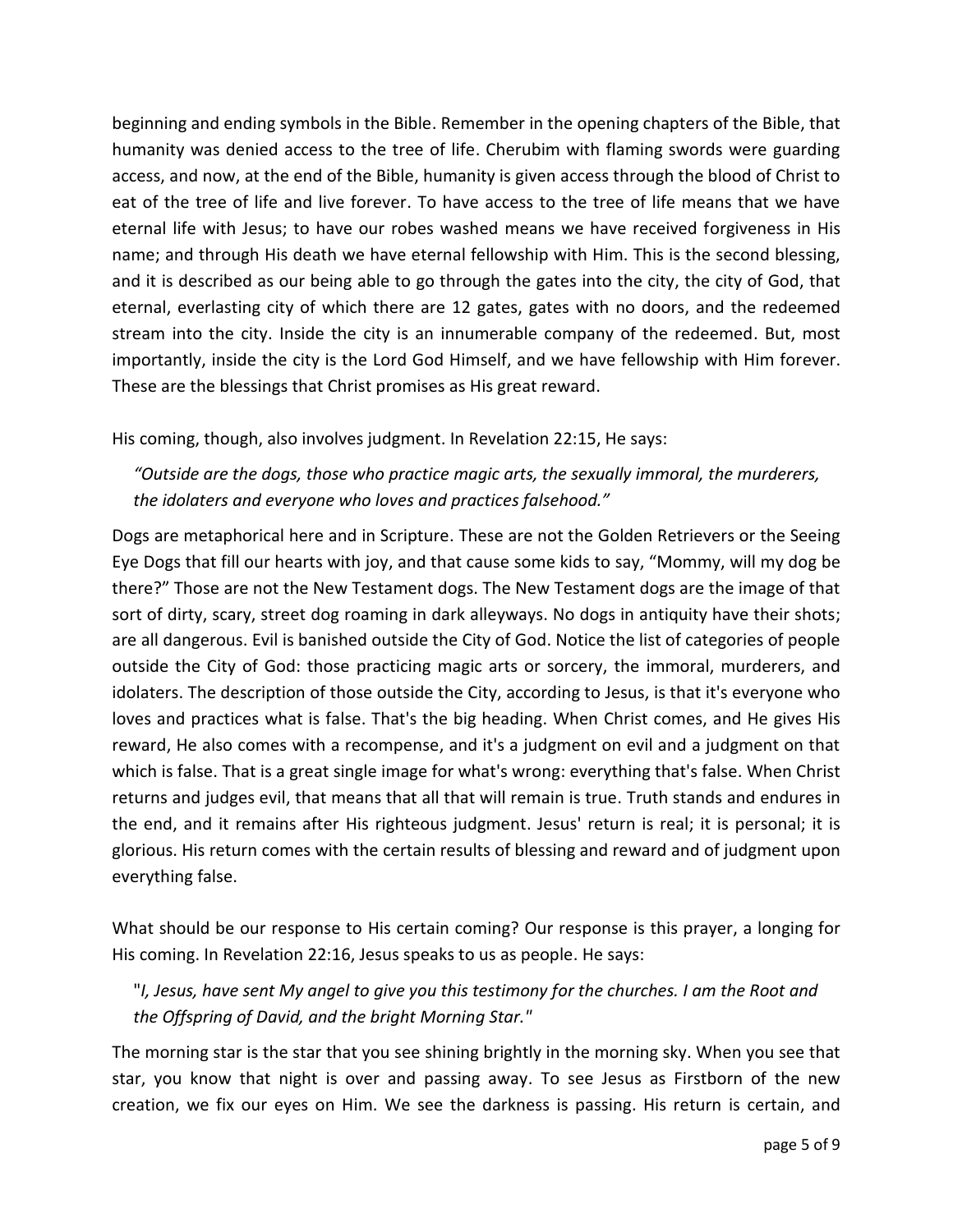beginning and ending symbols in the Bible. Remember in the opening chapters of the Bible, that humanity was denied access to the tree of life. Cherubim with flaming swords were guarding access, and now, at the end of the Bible, humanity is given access through the blood of Christ to eat of the tree of life and live forever. To have access to the tree of life means that we have eternal life with Jesus; to have our robes washed means we have received forgiveness in His name; and through His death we have eternal fellowship with Him. This is the second blessing, and it is described as our being able to go through the gates into the city, the city of God, that eternal, everlasting city of which there are 12 gates, gates with no doors, and the redeemed stream into the city. Inside the city is an innumerable company of the redeemed. But, most importantly, inside the city is the Lord God Himself, and we have fellowship with Him forever. These are the blessings that Christ promises as His great reward.

His coming, though, also involves judgment. In Revelation 22:15, He says:

> *"Outside are the dogs, those who practice magic arts, the sexually immoral, the murderers, the idolaters and everyone who loves and practices falsehood."*

Dogs are metaphorical here and in Scripture. These are not the Golden Retrievers or the Seeing Eye Dogs that fill our hearts with joy, and that cause some kids to say, "Mommy, will my dog be there?" Those are not the New Testament dogs. The New Testament dogs are the image of that sort of dirty, scary, street dog roaming in dark alleyways. No dogs in antiquity have their shots; are all dangerous. Evil is banished outside the City of God. Notice the list of categories of people outside the City of God: those practicing magic arts or sorcery, the immoral, murderers, and idolaters. The description of those outside the City, according to Jesus, is that it's everyone who loves and practices what is false. That's the big heading. When Christ comes, and He gives His reward, He also comes with a recompense, and it's a judgment on evil and a judgment on that which is false. That is a great single image for what's wrong: everything that's false. When Christ returns and judges evil, that means that all that will remain is true. Truth stands and endures in the end, and it remains after His righteous judgment. Jesus' return is real; it is personal; it is glorious. His return comes with the certain results of blessing and reward and of judgment upon everything false.

What should be our response to His certain coming? Our response is this prayer, a longing for His coming. In Revelation 22:16, Jesus speaks to us as people. He says:

> "*I, Jesus, have sent My angel to give you this testimony for the churches. I am the Root and the Offspring of David, and the bright Morning Star.*"

The morning star is the star that you see shining brightly in the morning sky. When you see that star, you know that night is over and passing away. To see Jesus as Firstborn of the new creation, we fix our eyes on Him. We see the darkness is passing. His return is certain, and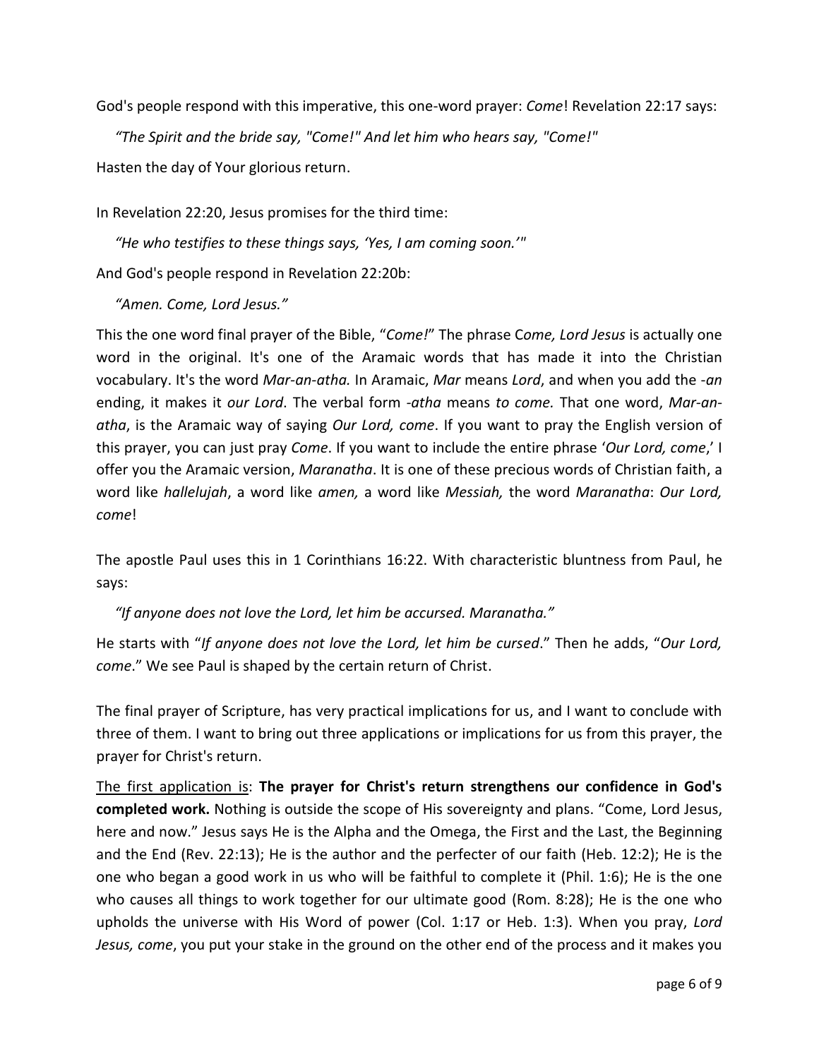God's people respond with this imperative, this one-word prayer: *Come*! Revelation 22:17 says:

> *"The Spirit and the bride say, "Come!" And let him who hears say, "Come!"*

Hasten the day of Your glorious return.

In Revelation 22:20, Jesus promises for the third time:

> *"He who testifies to these things says, 'Yes, I am coming soon.'"*

And God's people respond in Revelation 22:20b:

> *"Amen. Come, Lord Jesus."*

This the one word final prayer of the Bible, "*Come!*" The phrase C*ome, Lord Jesus* is actually one word in the original. It's one of the Aramaic words that has made it into the Christian vocabulary. It's the word *Mar-an-atha.* In Aramaic, *Mar* means *Lord*, and when you add the *-an* ending, it makes it *our Lord*. The verbal form *-atha* means *to come.* That one word, *Mar-an-atha*, is the Aramaic way of saying *Our Lord, come*. If you want to pray the English version of this prayer, you can just pray *Come*. If you want to include the entire phrase '*Our Lord, come*,' I offer you the Aramaic version, *Maranatha*. It is one of these precious words of Christian faith, a word like *hallelujah*, a word like *amen,* a word like *Messiah,* the word *Maranatha*: *Our Lord, come*!

The apostle Paul uses this in 1 Corinthians 16:22. With characteristic bluntness from Paul, he says:

> *"If anyone does not love the Lord, let him be accursed. Maranatha."*

He starts with "*If anyone does not love the Lord, let him be cursed*." Then he adds, "*Our Lord, come*." We see Paul is shaped by the certain return of Christ.

The final prayer of Scripture, has very practical implications for us, and I want to conclude with three of them. I want to bring out three applications or implications for us from this prayer, the prayer for Christ's return.

<u>The first application is</u>: **The prayer for Christ's return strengthens our confidence in God's completed work.** Nothing is outside the scope of His sovereignty and plans. "Come, Lord Jesus, here and now." Jesus says He is the Alpha and the Omega, the First and the Last, the Beginning and the End (Rev. 22:13); He is the author and the perfecter of our faith (Heb. 12:2); He is the one who began a good work in us who will be faithful to complete it (Phil. 1:6); He is the one who causes all things to work together for our ultimate good (Rom. 8:28); He is the one who upholds the universe with His Word of power (Col. 1:17 or Heb. 1:3). When you pray, *Lord Jesus, come*, you put your stake in the ground on the other end of the process and it makes you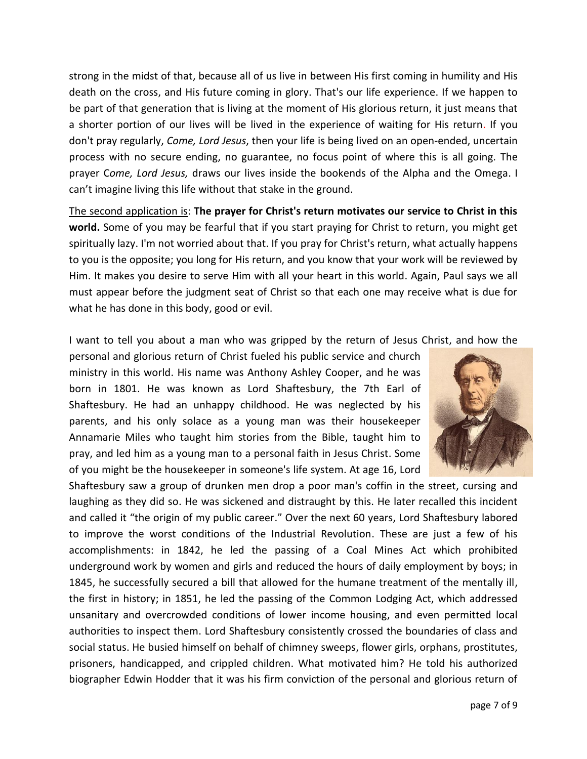strong in the midst of that, because all of us live in between His first coming in humility and His death on the cross, and His future coming in glory. That's our life experience. If we happen to be part of that generation that is living at the moment of His glorious return, it just means that a shorter portion of our lives will be lived in the experience of waiting for His return. If you don't pray regularly, *Come, Lord Jesus*, then your life is being lived on an open-ended, uncertain process with no secure ending, no guarantee, no focus point of where this is all going. The prayer C*ome, Lord Jesus,* draws our lives inside the bookends of the Alpha and the Omega. I can't imagine living this life without that stake in the ground.

<u>The second application is</u>: **The prayer for Christ's return motivates our service to Christ in this world.** Some of you may be fearful that if you start praying for Christ to return, you might get spiritually lazy. I'm not worried about that. If you pray for Christ's return, what actually happens to you is the opposite; you long for His return, and you know that your work will be reviewed by Him. It makes you desire to serve Him with all your heart in this world. Again, Paul says we all must appear before the judgment seat of Christ so that each one may receive what is due for what he has done in this body, good or evil.

I want to tell you about a man who was gripped by the return of Jesus Christ, and how the personal and glorious return of Christ fueled his public service and church ministry in this world. His name was Anthony Ashley Cooper, and he was born in 1801. He was known as Lord Shaftesbury, the 7th Earl of Shaftesbury. He had an unhappy childhood. He was neglected by his parents, and his only solace as a young man was their housekeeper Annamarie Miles who taught him stories from the Bible, taught him to pray, and led him as a young man to a personal faith in Jesus Christ. Some of you might be the housekeeper in someone's life system. At age 16, Lord Shaftesbury saw a group of drunken men drop a poor man's coffin in the street, cursing and laughing as they did so. He was sickened and distraught by this. He later recalled this incident and called it "the origin of my public career." Over the next 60 years, Lord Shaftesbury labored to improve the worst conditions of the Industrial Revolution. These are just a few of his accomplishments: in 1842, he led the passing of a Coal Mines Act which prohibited underground work by women and girls and reduced the hours of daily employment by boys; in 1845, he successfully secured a bill that allowed for the humane treatment of the mentally ill, the first in history; in 1851, he led the passing of the Common Lodging Act, which addressed unsanitary and overcrowded conditions of lower income housing, and even permitted local authorities to inspect them. Lord Shaftesbury consistently crossed the boundaries of class and social status. He busied himself on behalf of chimney sweeps, flower girls, orphans, prostitutes, prisoners, handicapped, and crippled children. What motivated him? He told his authorized biographer Edwin Hodder that it was his firm conviction of the personal and glorious return of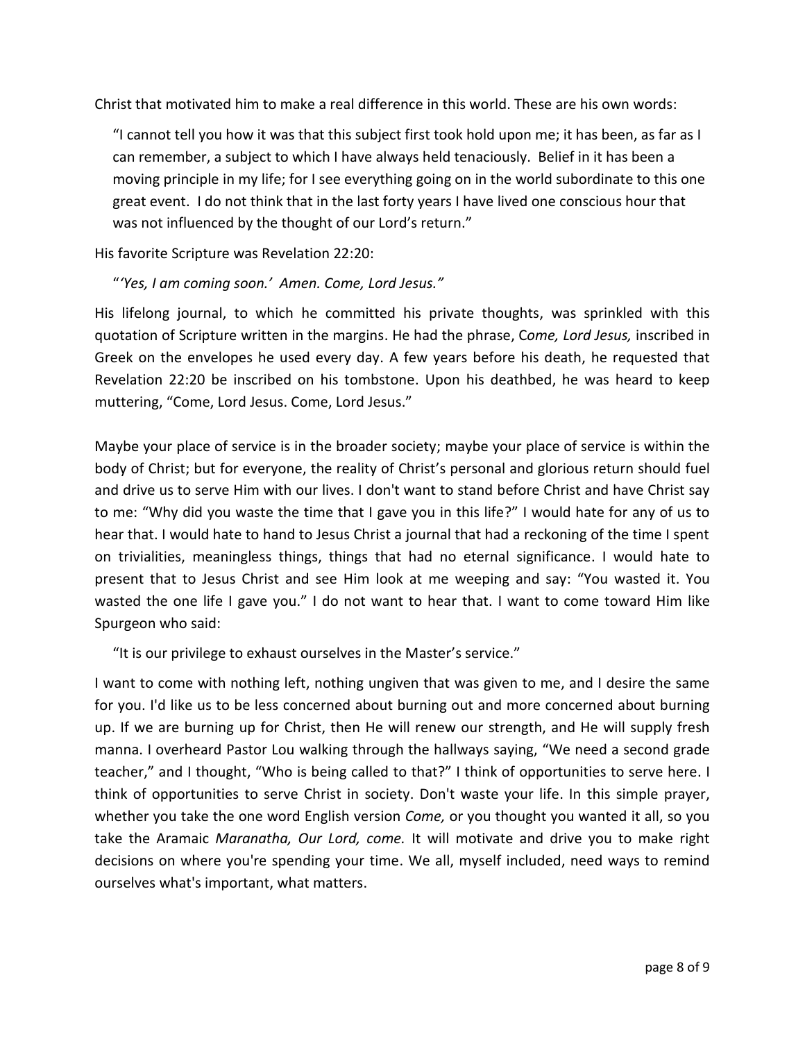Christ that motivated him to make a real difference in this world. These are his own words:

> "I cannot tell you how it was that this subject first took hold upon me; it has been, as far as I can remember, a subject to which I have always held tenaciously. Belief in it has been a moving principle in my life; for I see everything going on in the world subordinate to this one great event. I do not think that in the last forty years I have lived one conscious hour that was not influenced by the thought of our Lord's return."

His favorite Scripture was Revelation 22:20:

> "*'Yes, I am coming soon.' Amen. Come, Lord Jesus."*

His lifelong journal, to which he committed his private thoughts, was sprinkled with this quotation of Scripture written in the margins. He had the phrase, C*ome, Lord Jesus,* inscribed in Greek on the envelopes he used every day. A few years before his death, he requested that Revelation 22:20 be inscribed on his tombstone. Upon his deathbed, he was heard to keep muttering, "Come, Lord Jesus. Come, Lord Jesus."

Maybe your place of service is in the broader society; maybe your place of service is within the body of Christ; but for everyone, the reality of Christ's personal and glorious return should fuel and drive us to serve Him with our lives. I don't want to stand before Christ and have Christ say to me: "Why did you waste the time that I gave you in this life?" I would hate for any of us to hear that. I would hate to hand to Jesus Christ a journal that had a reckoning of the time I spent on trivialities, meaningless things, things that had no eternal significance. I would hate to present that to Jesus Christ and see Him look at me weeping and say: "You wasted it. You wasted the one life I gave you." I do not want to hear that. I want to come toward Him like Spurgeon who said:

> "It is our privilege to exhaust ourselves in the Master's service."

I want to come with nothing left, nothing ungiven that was given to me, and I desire the same for you. I'd like us to be less concerned about burning out and more concerned about burning up. If we are burning up for Christ, then He will renew our strength, and He will supply fresh manna. I overheard Pastor Lou walking through the hallways saying, "We need a second grade teacher," and I thought, "Who is being called to that?" I think of opportunities to serve here. I think of opportunities to serve Christ in society. Don't waste your life. In this simple prayer, whether you take the one word English version *Come,* or you thought you wanted it all, so you take the Aramaic *Maranatha, Our Lord, come.* It will motivate and drive you to make right decisions on where you're spending your time. We all, myself included, need ways to remind ourselves what's important, what matters.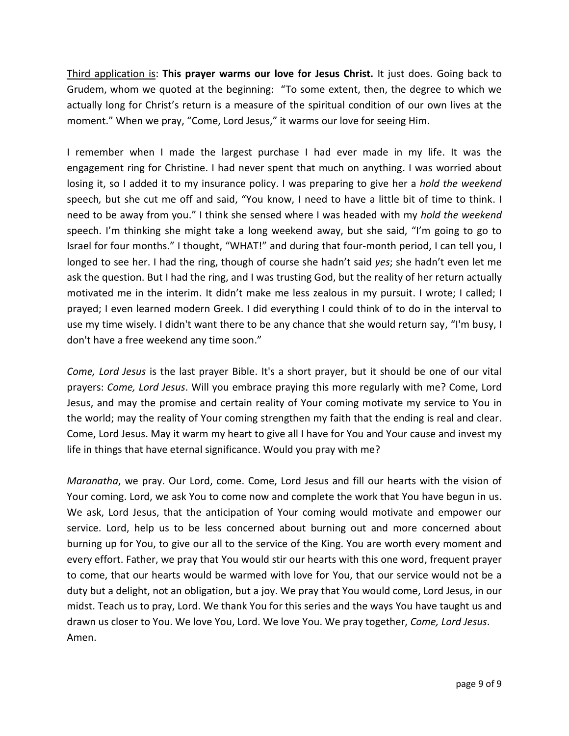<u>Third application is</u>: **This prayer warms our love for Jesus Christ.** It just does. Going back to Grudem, whom we quoted at the beginning: "To some extent, then, the degree to which we actually long for Christ's return is a measure of the spiritual condition of our own lives at the moment." When we pray, "Come, Lord Jesus," it warms our love for seeing Him.

I remember when I made the largest purchase I had ever made in my life. It was the engagement ring for Christine. I had never spent that much on anything. I was worried about losing it, so I added it to my insurance policy. I was preparing to give her a *hold the weekend* speech*,* but she cut me off and said, "You know, I need to have a little bit of time to think. I need to be away from you." I think she sensed where I was headed with my *hold the weekend* speech. I'm thinking she might take a long weekend away, but she said, "I'm going to go to Israel for four months." I thought, "WHAT!" and during that four-month period, I can tell you, I longed to see her. I had the ring, though of course she hadn't said *yes*; she hadn't even let me ask the question. But I had the ring, and I was trusting God, but the reality of her return actually motivated me in the interim. It didn't make me less zealous in my pursuit. I wrote; I called; I prayed; I even learned modern Greek. I did everything I could think of to do in the interval to use my time wisely. I didn't want there to be any chance that she would return say, "I'm busy, I don't have a free weekend any time soon."

*Come, Lord Jesus* is the last prayer Bible. It's a short prayer, but it should be one of our vital prayers: *Come, Lord Jesus*. Will you embrace praying this more regularly with me? Come, Lord Jesus, and may the promise and certain reality of Your coming motivate my service to You in the world; may the reality of Your coming strengthen my faith that the ending is real and clear. Come, Lord Jesus. May it warm my heart to give all I have for You and Your cause and invest my life in things that have eternal significance. Would you pray with me?

*Maranatha*, we pray. Our Lord, come. Come, Lord Jesus and fill our hearts with the vision of Your coming. Lord, we ask You to come now and complete the work that You have begun in us. We ask, Lord Jesus, that the anticipation of Your coming would motivate and empower our service. Lord, help us to be less concerned about burning out and more concerned about burning up for You, to give our all to the service of the King. You are worth every moment and every effort. Father, we pray that You would stir our hearts with this one word, frequent prayer to come, that our hearts would be warmed with love for You, that our service would not be a duty but a delight, not an obligation, but a joy. We pray that You would come, Lord Jesus, in our midst. Teach us to pray, Lord. We thank You for this series and the ways You have taught us and drawn us closer to You. We love You, Lord. We love You. We pray together, *Come, Lord Jesus*. Amen.